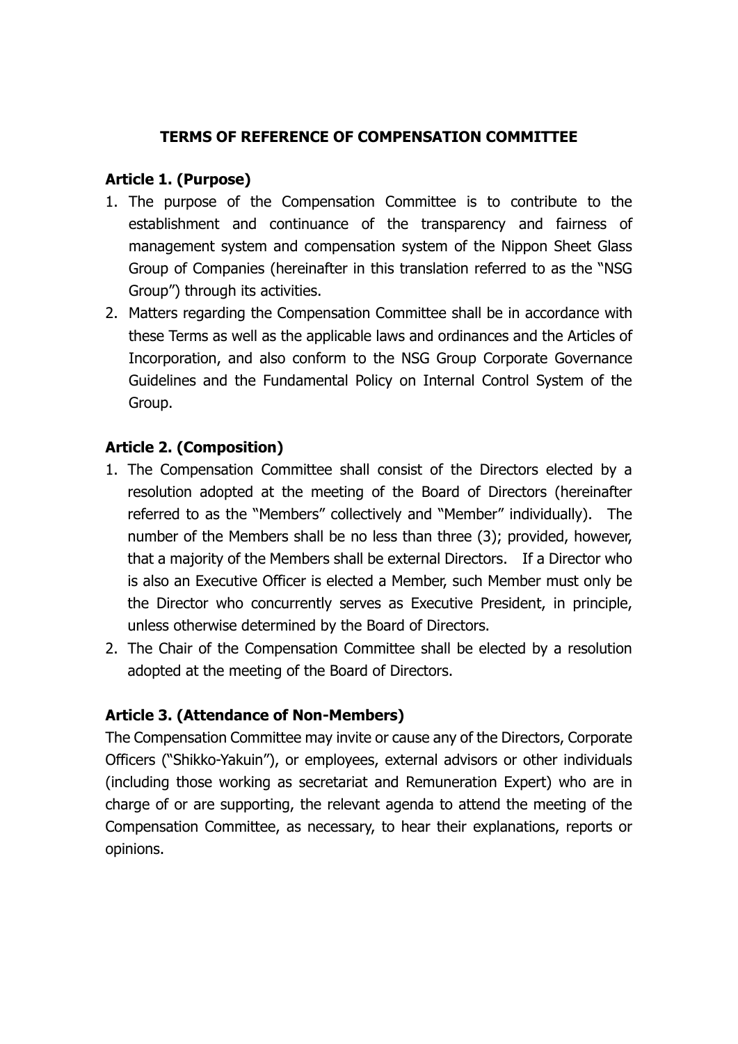# TERMS OF REFERENCE OF COMPENSATION COMMITTEE

## Article 1. (Purpose)

1. The purpose of the Compensation Committee is to contribute to the establishment and continuance of the transparency and fairness of management system and compensation system of the Nippon Sheet Glass Group of Companies (hereinafter in this translation referred to as the "NSG Group") through its activities.
2. Matters regarding the Compensation Committee shall be in accordance with these Terms as well as the applicable laws and ordinances and the Articles of Incorporation, and also conform to the NSG Group Corporate Governance Guidelines and the Fundamental Policy on Internal Control System of the Group.

## Article 2. (Composition)

1. The Compensation Committee shall consist of the Directors elected by a resolution adopted at the meeting of the Board of Directors (hereinafter referred to as the "Members" collectively and "Member" individually). The number of the Members shall be no less than three (3); provided, however, that a majority of the Members shall be external Directors. If a Director who is also an Executive Officer is elected a Member, such Member must only be the Director who concurrently serves as Executive President, in principle, unless otherwise determined by the Board of Directors.
2. The Chair of the Compensation Committee shall be elected by a resolution adopted at the meeting of the Board of Directors.

## Article 3. (Attendance of Non-Members)

The Compensation Committee may invite or cause any of the Directors, Corporate Officers ("Shikko-Yakuin"), or employees, external advisors or other individuals (including those working as secretariat and Remuneration Expert) who are in charge of or are supporting, the relevant agenda to attend the meeting of the Compensation Committee, as necessary, to hear their explanations, reports or opinions.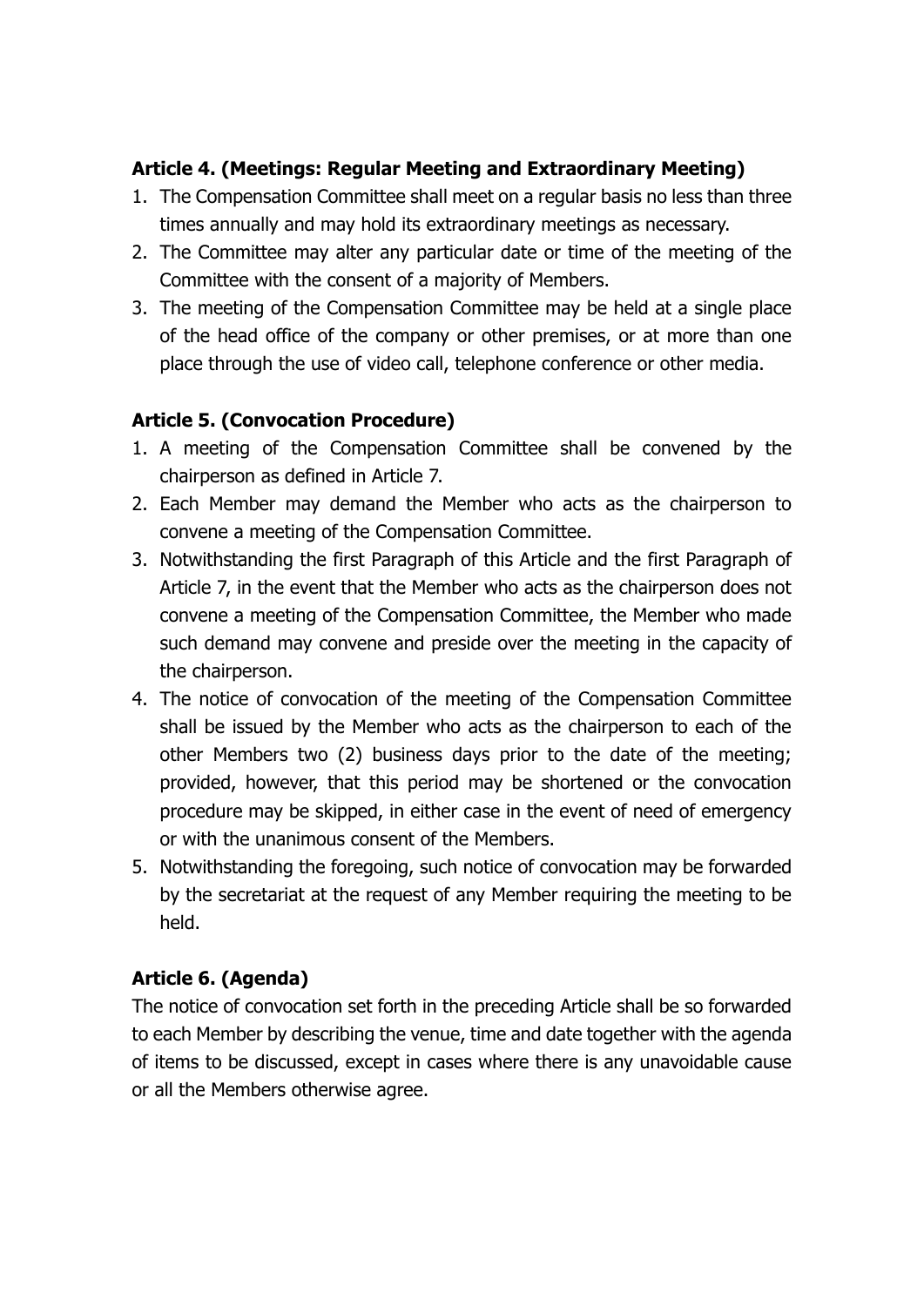### Article 4. (Meetings: Regular Meeting and Extraordinary Meeting)

1. The Compensation Committee shall meet on a regular basis no less than three times annually and may hold its extraordinary meetings as necessary.
2. The Committee may alter any particular date or time of the meeting of the Committee with the consent of a majority of Members.
3. The meeting of the Compensation Committee may be held at a single place of the head office of the company or other premises, or at more than one place through the use of video call, telephone conference or other media.

### Article 5. (Convocation Procedure)

1. A meeting of the Compensation Committee shall be convened by the chairperson as defined in Article 7.
2. Each Member may demand the Member who acts as the chairperson to convene a meeting of the Compensation Committee.
3. Notwithstanding the first Paragraph of this Article and the first Paragraph of Article 7, in the event that the Member who acts as the chairperson does not convene a meeting of the Compensation Committee, the Member who made such demand may convene and preside over the meeting in the capacity of the chairperson.
4. The notice of convocation of the meeting of the Compensation Committee shall be issued by the Member who acts as the chairperson to each of the other Members two (2) business days prior to the date of the meeting; provided, however, that this period may be shortened or the convocation procedure may be skipped, in either case in the event of need of emergency or with the unanimous consent of the Members.
5. Notwithstanding the foregoing, such notice of convocation may be forwarded by the secretariat at the request of any Member requiring the meeting to be held.

### Article 6. (Agenda)

The notice of convocation set forth in the preceding Article shall be so forwarded to each Member by describing the venue, time and date together with the agenda of items to be discussed, except in cases where there is any unavoidable cause or all the Members otherwise agree.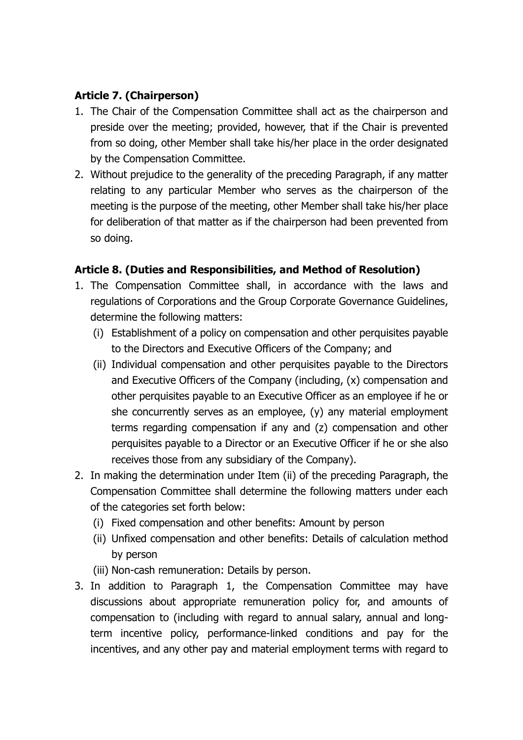**Article 7. (Chairperson)**

1. The Chair of the Compensation Committee shall act as the chairperson and preside over the meeting; provided, however, that if the Chair is prevented from so doing, other Member shall take his/her place in the order designated by the Compensation Committee.
2. Without prejudice to the generality of the preceding Paragraph, if any matter relating to any particular Member who serves as the chairperson of the meeting is the purpose of the meeting, other Member shall take his/her place for deliberation of that matter as if the chairperson had been prevented from so doing.

**Article 8. (Duties and Responsibilities, and Method of Resolution)**

1. The Compensation Committee shall, in accordance with the laws and regulations of Corporations and the Group Corporate Governance Guidelines, determine the following matters:
   (i) Establishment of a policy on compensation and other perquisites payable to the Directors and Executive Officers of the Company; and
   (ii) Individual compensation and other perquisites payable to the Directors and Executive Officers of the Company (including, (x) compensation and other perquisites payable to an Executive Officer as an employee if he or she concurrently serves as an employee, (y) any material employment terms regarding compensation if any and (z) compensation and other perquisites payable to a Director or an Executive Officer if he or she also receives those from any subsidiary of the Company).
2. In making the determination under Item (ii) of the preceding Paragraph, the Compensation Committee shall determine the following matters under each of the categories set forth below:
   (i) Fixed compensation and other benefits: Amount by person
   (ii) Unfixed compensation and other benefits: Details of calculation method by person
   (iii) Non-cash remuneration: Details by person.
3. In addition to Paragraph 1, the Compensation Committee may have discussions about appropriate remuneration policy for, and amounts of compensation to (including with regard to annual salary, annual and long-term incentive policy, performance-linked conditions and pay for the incentives, and any other pay and material employment terms with regard to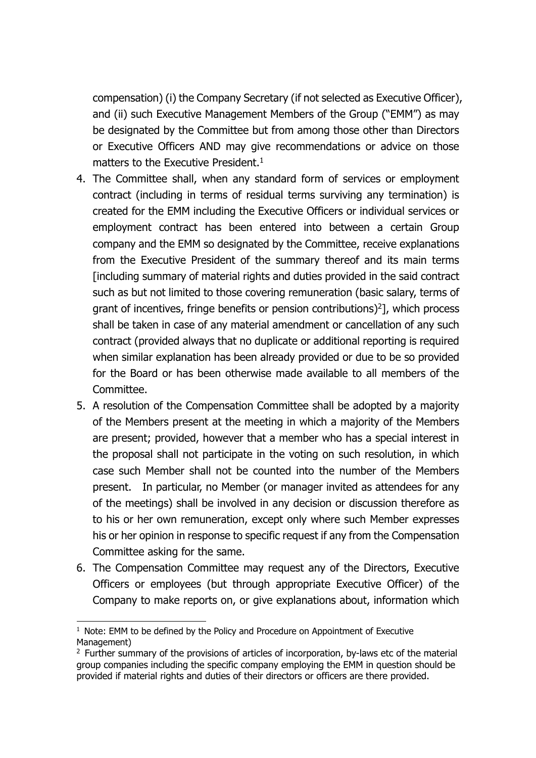compensation) (i) the Company Secretary (if not selected as Executive Officer), and (ii) such Executive Management Members of the Group ("EMM") as may be designated by the Committee but from among those other than Directors or Executive Officers AND may give recommendations or advice on those matters to the Executive President.[1]

4. The Committee shall, when any standard form of services or employment contract (including in terms of residual terms surviving any termination) is created for the EMM including the Executive Officers or individual services or employment contract has been entered into between a certain Group company and the EMM so designated by the Committee, receive explanations from the Executive President of the summary thereof and its main terms [including summary of material rights and duties provided in the said contract such as but not limited to those covering remuneration (basic salary, terms of grant of incentives, fringe benefits or pension contributions)[2]], which process shall be taken in case of any material amendment or cancellation of any such contract (provided always that no duplicate or additional reporting is required when similar explanation has been already provided or due to be so provided for the Board or has been otherwise made available to all members of the Committee.
5. A resolution of the Compensation Committee shall be adopted by a majority of the Members present at the meeting in which a majority of the Members are present; provided, however that a member who has a special interest in the proposal shall not participate in the voting on such resolution, in which case such Member shall not be counted into the number of the Members present. In particular, no Member (or manager invited as attendees for any of the meetings) shall be involved in any decision or discussion therefore as to his or her own remuneration, except only where such Member expresses his or her opinion in response to specific request if any from the Compensation Committee asking for the same.
6. The Compensation Committee may request any of the Directors, Executive Officers or employees (but through appropriate Executive Officer) of the Company to make reports on, or give explanations about, information which

---

[1] Note: EMM to be defined by the Policy and Procedure on Appointment of Executive Management)

[2] Further summary of the provisions of articles of incorporation, by-laws etc of the material group companies including the specific company employing the EMM in question should be provided if material rights and duties of their directors or officers are there provided.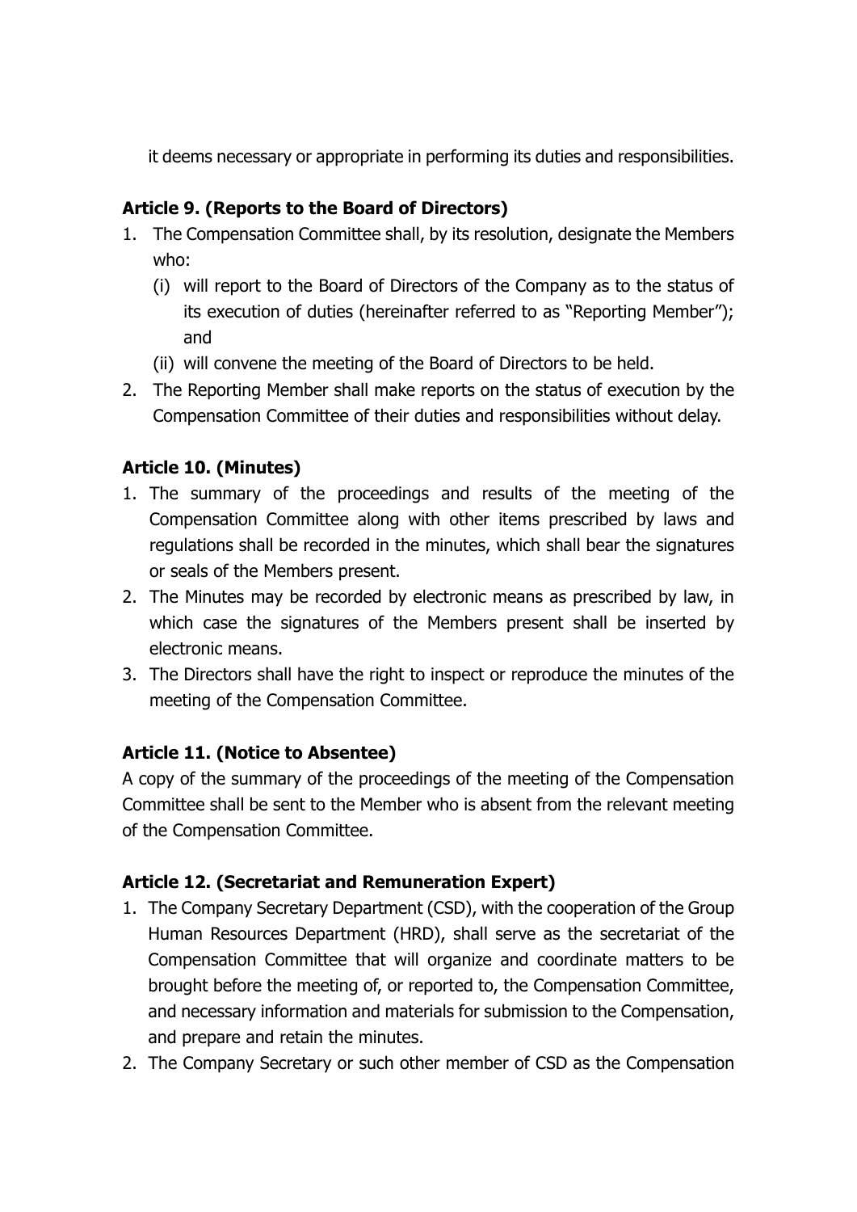it deems necessary or appropriate in performing its duties and responsibilities.

### Article 9. (Reports to the Board of Directors)

1. The Compensation Committee shall, by its resolution, designate the Members who:
   (i) will report to the Board of Directors of the Company as to the status of its execution of duties (hereinafter referred to as "Reporting Member"); and
   (ii) will convene the meeting of the Board of Directors to be held.
2. The Reporting Member shall make reports on the status of execution by the Compensation Committee of their duties and responsibilities without delay.

### Article 10. (Minutes)

1. The summary of the proceedings and results of the meeting of the Compensation Committee along with other items prescribed by laws and regulations shall be recorded in the minutes, which shall bear the signatures or seals of the Members present.
2. The Minutes may be recorded by electronic means as prescribed by law, in which case the signatures of the Members present shall be inserted by electronic means.
3. The Directors shall have the right to inspect or reproduce the minutes of the meeting of the Compensation Committee.

### Article 11. (Notice to Absentee)

A copy of the summary of the proceedings of the meeting of the Compensation Committee shall be sent to the Member who is absent from the relevant meeting of the Compensation Committee.

### Article 12. (Secretariat and Remuneration Expert)

1. The Company Secretary Department (CSD), with the cooperation of the Group Human Resources Department (HRD), shall serve as the secretariat of the Compensation Committee that will organize and coordinate matters to be brought before the meeting of, or reported to, the Compensation Committee, and necessary information and materials for submission to the Compensation, and prepare and retain the minutes.
2. The Company Secretary or such other member of CSD as the Compensation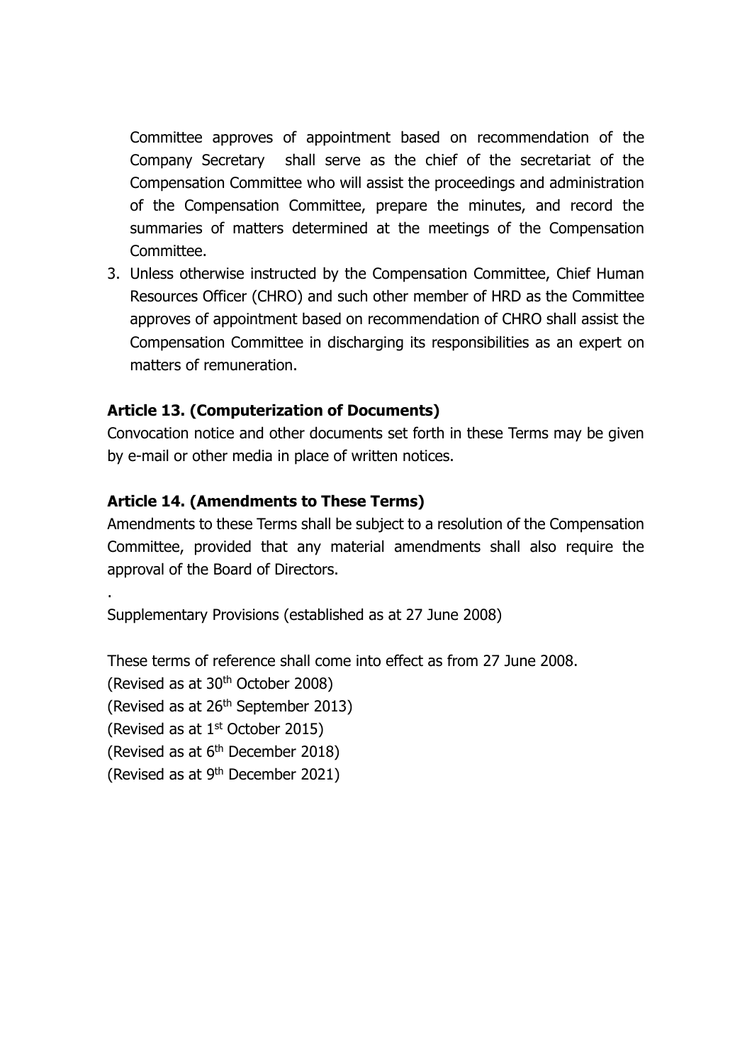Committee approves of appointment based on recommendation of the Company Secretary shall serve as the chief of the secretariat of the Compensation Committee who will assist the proceedings and administration of the Compensation Committee, prepare the minutes, and record the summaries of matters determined at the meetings of the Compensation Committee.

3. Unless otherwise instructed by the Compensation Committee, Chief Human Resources Officer (CHRO) and such other member of HRD as the Committee approves of appointment based on recommendation of CHRO shall assist the Compensation Committee in discharging its responsibilities as an expert on matters of remuneration.

**Article 13. (Computerization of Documents)**

Convocation notice and other documents set forth in these Terms may be given by e-mail or other media in place of written notices.

**Article 14. (Amendments to These Terms)**

Amendments to these Terms shall be subject to a resolution of the Compensation Committee, provided that any material amendments shall also require the approval of the Board of Directors.

.

Supplementary Provisions (established as at 27 June 2008)

These terms of reference shall come into effect as from 27 June 2008.

(Revised as at 30th October 2008)

(Revised as at 26th September 2013)

(Revised as at 1st October 2015)

(Revised as at 6th December 2018)

(Revised as at 9th December 2021)